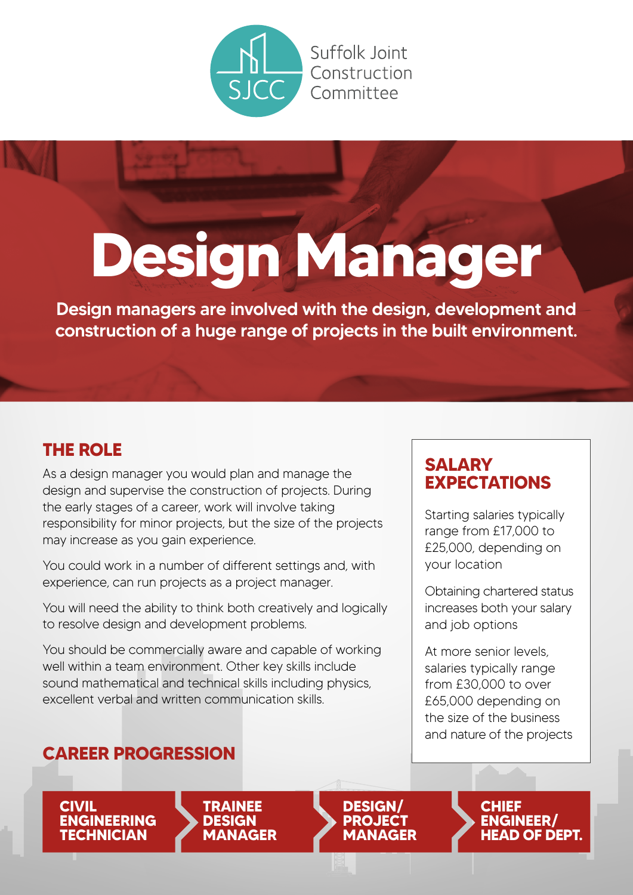Suffolk Joint Construction Committee

# Design Manager

**Design managers are involved with the design, development and construction of a huge range of projects in the built environment.**

## THE ROLE

As a design manager you would plan and manage the design and supervise the construction of projects. During the early stages of a career, work will involve taking responsibility for minor projects, but the size of the projects may increase as you gain experience.

You could work in a number of different settings and, with experience, can run projects as a project manager.

You will need the ability to think both creatively and logically to resolve design and development problems.

You should be commercially aware and capable of working well within a team environment. Other key skills include sound mathematical and technical skills including physics, excellent verbal and written communication skills.

## SALARY EXPECTATIONS

Starting salaries typically range from £17,000 to £25,000, depending on your location

Obtaining chartered status increases both your salary and job options

At more senior levels, salaries typically range from £30,000 to over £65,000 depending on the size of the business and nature of the projects

## CAREER PROGRESSION

**CIVIL ENGINEERING TECHNICIAN** → **TRAINEE DESIGN MANAGER** → **DESIGN/ PROJECT MANAGER** → **CHIEF ENGINEER/ HEAD OF DEPT.**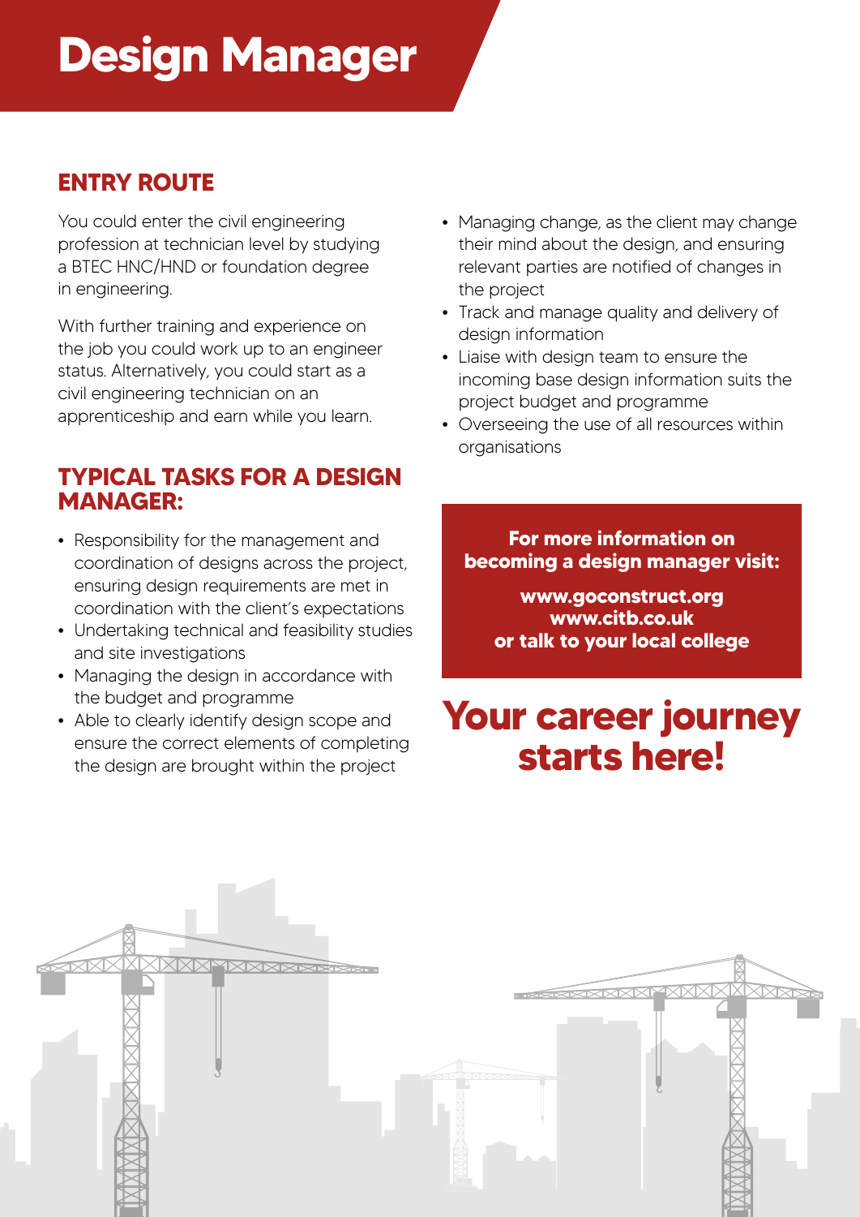# Design Manager

## ENTRY ROUTE

You could enter the civil engineering profession at technician level by studying a BTEC HNC/HND or foundation degree in engineering.

With further training and experience on the job you could work up to an engineer status. Alternatively, you could start as a civil engineering technician on an apprenticeship and earn while you learn.

## TYPICAL TASKS FOR A DESIGN MANAGER:

- Responsibility for the management and coordination of designs across the project, ensuring design requirements are met in coordination with the client's expectations
- Undertaking technical and feasibility studies and site investigations
- Managing the design in accordance with the budget and programme
- Able to clearly identify design scope and ensure the correct elements of completing the design are brought within the project
- Managing change, as the client may change their mind about the design, and ensuring relevant parties are notified of changes in the project
- Track and manage quality and delivery of design information
- Liaise with design team to ensure the incoming base design information suits the project budget and programme
- Overseeing the use of all resources within organisations

**For more information on becoming a design manager visit:**

**www.goconstruct.org**
**www.citb.co.uk**
**or talk to your local college**

**Your career journey starts here!**